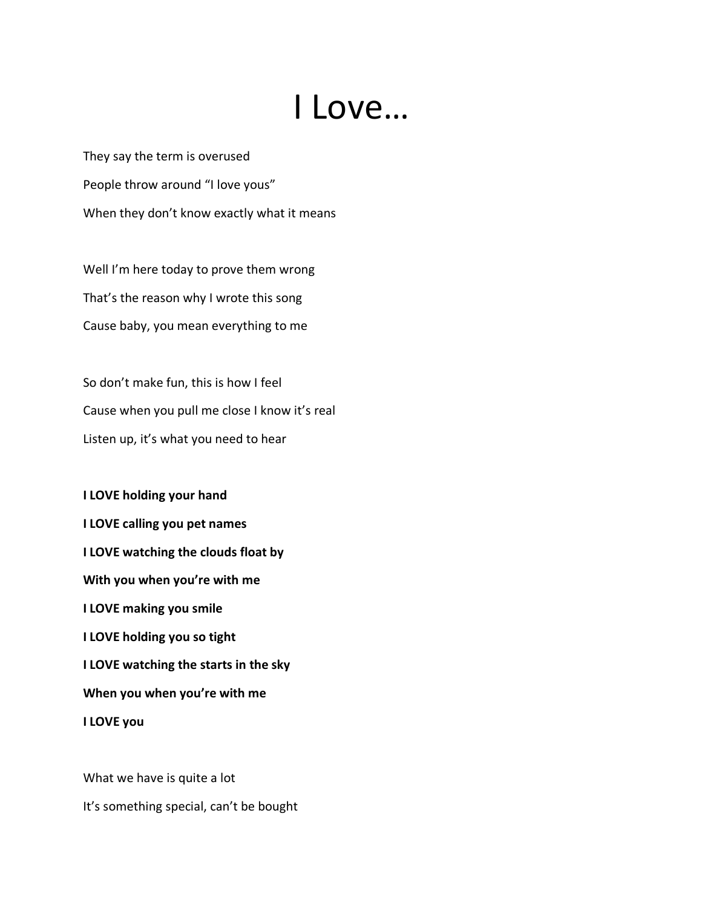# I Love…

They say the term is overused

People throw around “I love yous”

When they don’t know exactly what it means

Well I’m here today to prove them wrong

That’s the reason why I wrote this song

Cause baby, you mean everything to me

So don’t make fun, this is how I feel

Cause when you pull me close I know it’s real

Listen up, it’s what you need to hear

**I LOVE holding your hand**

**I LOVE calling you pet names**

**I LOVE watching the clouds float by**

**With you when you’re with me**

**I LOVE making you smile**

**I LOVE holding you so tight**

**I LOVE watching the starts in the sky**

**When you when you’re with me**

**I LOVE you**

What we have is quite a lot

It’s something special, can’t be bought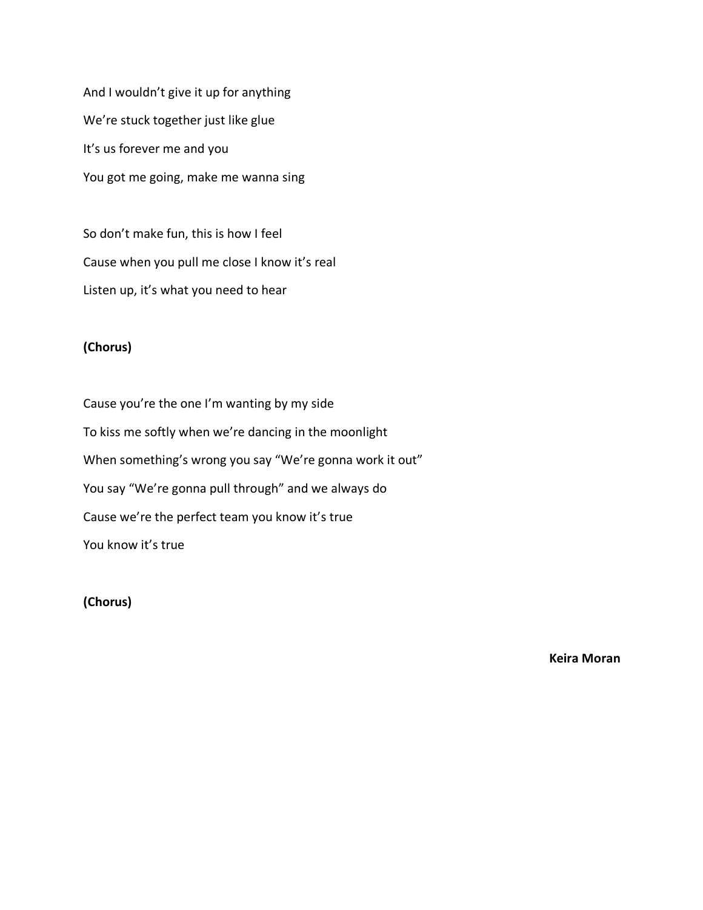And I wouldn't give it up for anything

We're stuck together just like glue

It's us forever me and you

You got me going, make me wanna sing

So don't make fun, this is how I feel

Cause when you pull me close I know it's real

Listen up, it's what you need to hear

**(Chorus)**

Cause you're the one I'm wanting by my side

To kiss me softly when we're dancing in the moonlight

When something's wrong you say "We're gonna work it out"

You say "We're gonna pull through" and we always do

Cause we're the perfect team you know it's true

You know it's true

**(Chorus)**

**Keira Moran**